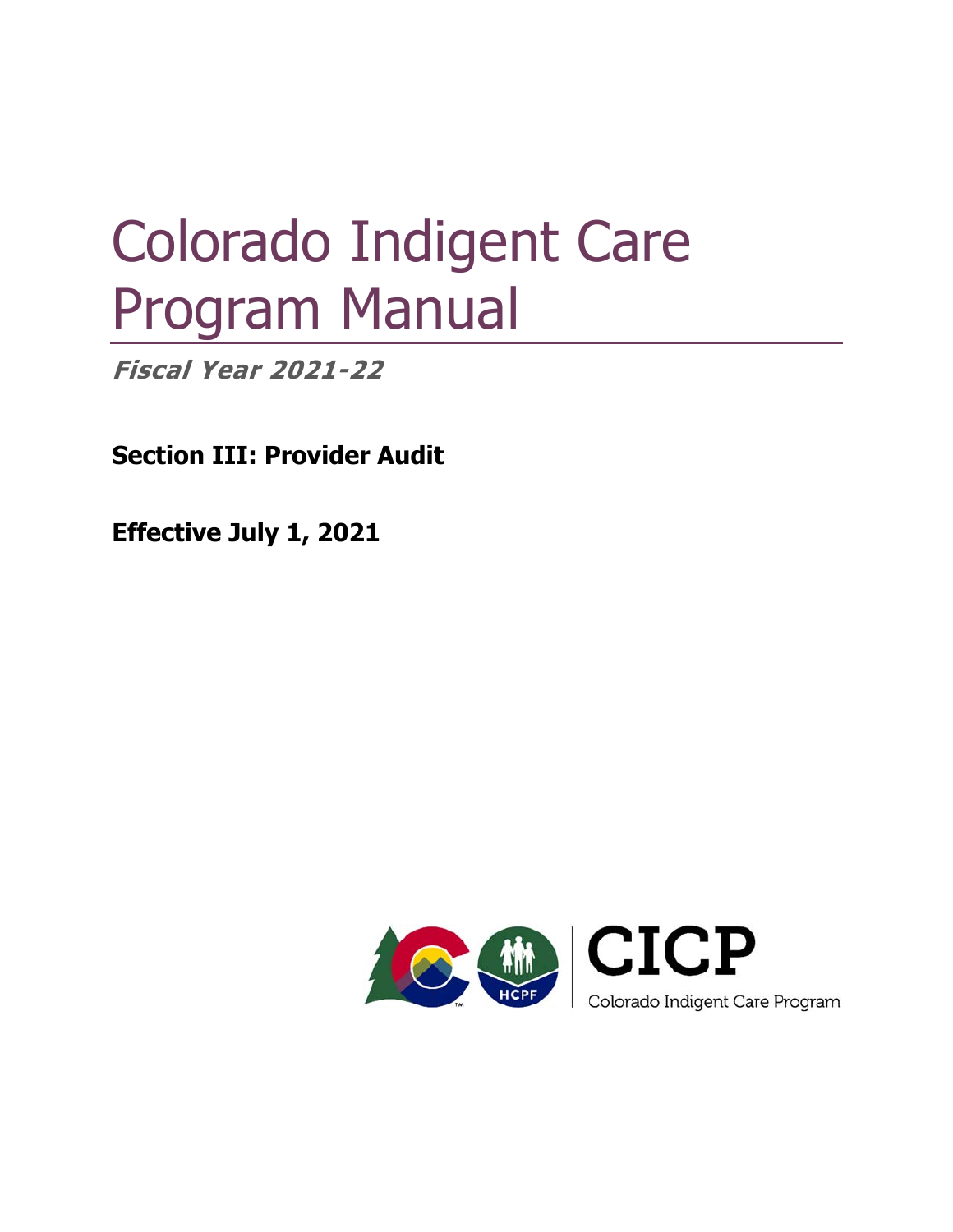# Colorado Indigent Care Program Manual

***Fiscal Year 2021-22***

**Section III: Provider Audit**

**Effective July 1, 2021**

CICP

Colorado Indigent Care Program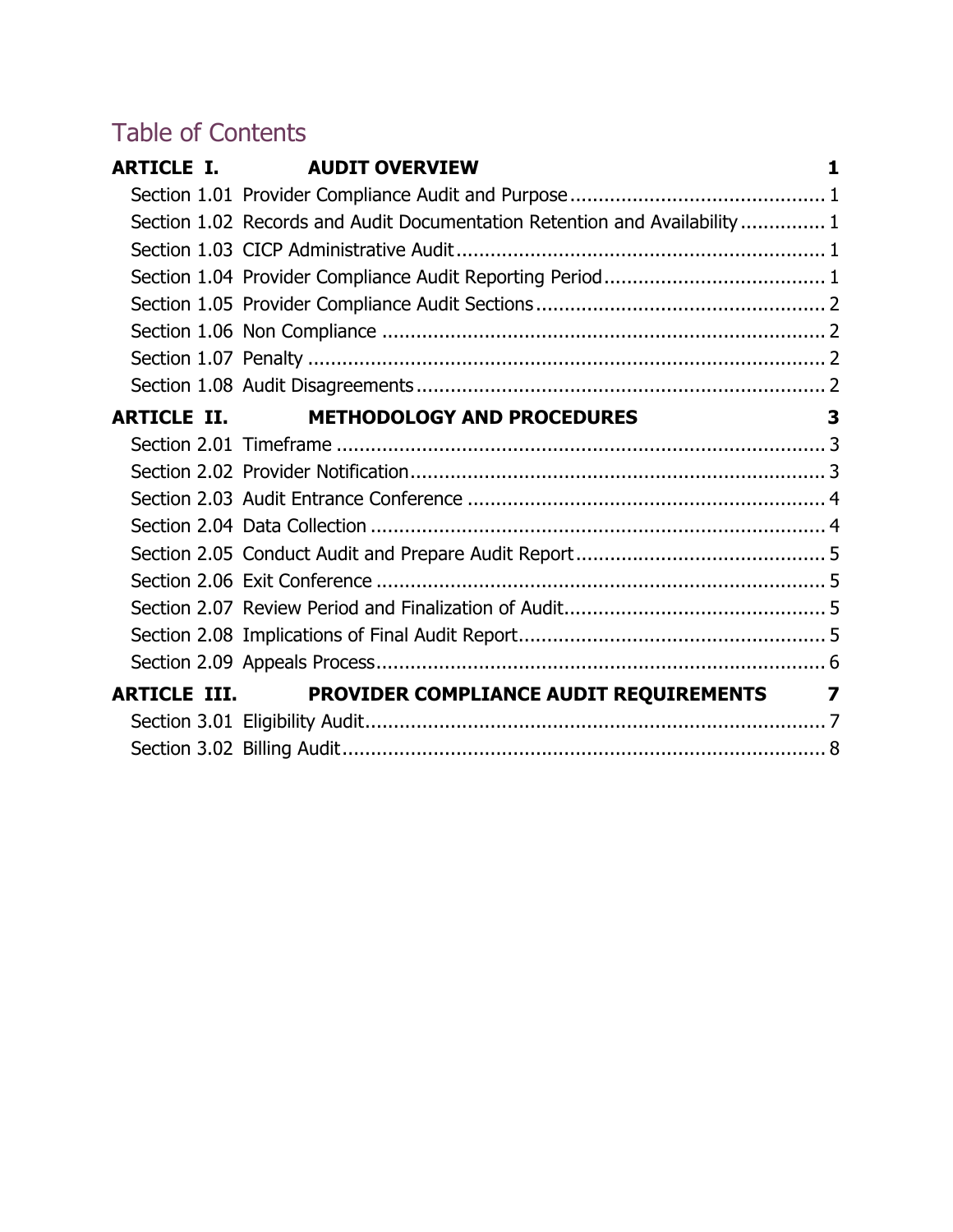# Table of Contents

**ARTICLE I. AUDIT OVERVIEW** 1

- Section 1.01 Provider Compliance Audit and Purpose ... 1
- Section 1.02 Records and Audit Documentation Retention and Availability ... 1
- Section 1.03 CICP Administrative Audit ... 1
- Section 1.04 Provider Compliance Audit Reporting Period ... 1
- Section 1.05 Provider Compliance Audit Sections ... 2
- Section 1.06 Non Compliance ... 2
- Section 1.07 Penalty ... 2
- Section 1.08 Audit Disagreements ... 2

**ARTICLE II. METHODOLOGY AND PROCEDURES** 3

- Section 2.01 Timeframe ... 3
- Section 2.02 Provider Notification ... 3
- Section 2.03 Audit Entrance Conference ... 4
- Section 2.04 Data Collection ... 4
- Section 2.05 Conduct Audit and Prepare Audit Report ... 5
- Section 2.06 Exit Conference ... 5
- Section 2.07 Review Period and Finalization of Audit ... 5
- Section 2.08 Implications of Final Audit Report ... 5
- Section 2.09 Appeals Process ... 6

**ARTICLE III. PROVIDER COMPLIANCE AUDIT REQUIREMENTS** 7

- Section 3.01 Eligibility Audit ... 7
- Section 3.02 Billing Audit ... 8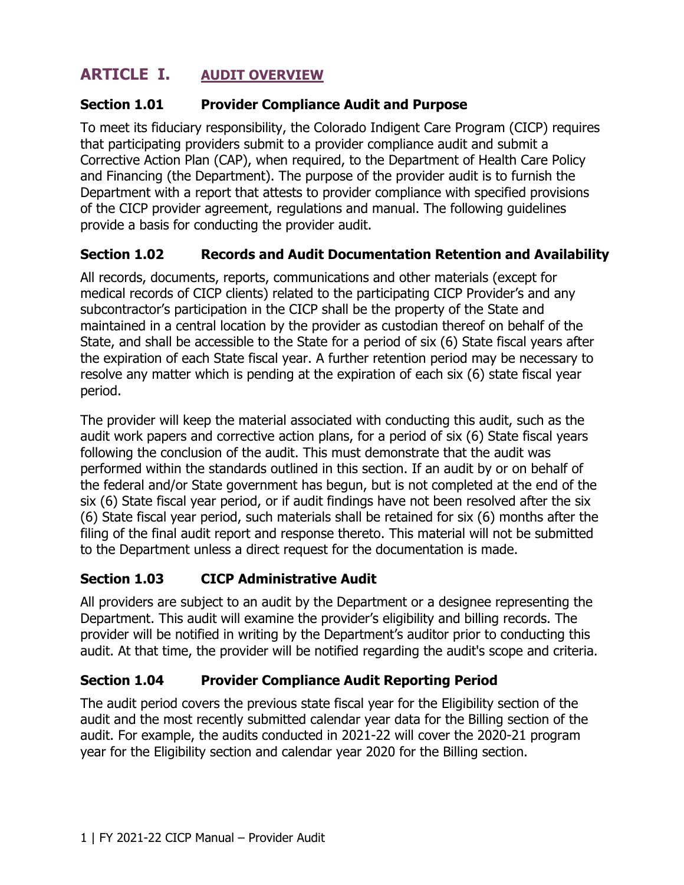# ARTICLE I. AUDIT OVERVIEW

## Section 1.01 Provider Compliance Audit and Purpose

To meet its fiduciary responsibility, the Colorado Indigent Care Program (CICP) requires that participating providers submit to a provider compliance audit and submit a Corrective Action Plan (CAP), when required, to the Department of Health Care Policy and Financing (the Department). The purpose of the provider audit is to furnish the Department with a report that attests to provider compliance with specified provisions of the CICP provider agreement, regulations and manual. The following guidelines provide a basis for conducting the provider audit.

## Section 1.02 Records and Audit Documentation Retention and Availability

All records, documents, reports, communications and other materials (except for medical records of CICP clients) related to the participating CICP Provider's and any subcontractor's participation in the CICP shall be the property of the State and maintained in a central location by the provider as custodian thereof on behalf of the State, and shall be accessible to the State for a period of six (6) State fiscal years after the expiration of each State fiscal year. A further retention period may be necessary to resolve any matter which is pending at the expiration of each six (6) state fiscal year period.

The provider will keep the material associated with conducting this audit, such as the audit work papers and corrective action plans, for a period of six (6) State fiscal years following the conclusion of the audit. This must demonstrate that the audit was performed within the standards outlined in this section. If an audit by or on behalf of the federal and/or State government has begun, but is not completed at the end of the six (6) State fiscal year period, or if audit findings have not been resolved after the six (6) State fiscal year period, such materials shall be retained for six (6) months after the filing of the final audit report and response thereto. This material will not be submitted to the Department unless a direct request for the documentation is made.

## Section 1.03 CICP Administrative Audit

All providers are subject to an audit by the Department or a designee representing the Department. This audit will examine the provider's eligibility and billing records. The provider will be notified in writing by the Department's auditor prior to conducting this audit. At that time, the provider will be notified regarding the audit's scope and criteria.

## Section 1.04 Provider Compliance Audit Reporting Period

The audit period covers the previous state fiscal year for the Eligibility section of the audit and the most recently submitted calendar year data for the Billing section of the audit. For example, the audits conducted in 2021-22 will cover the 2020-21 program year for the Eligibility section and calendar year 2020 for the Billing section.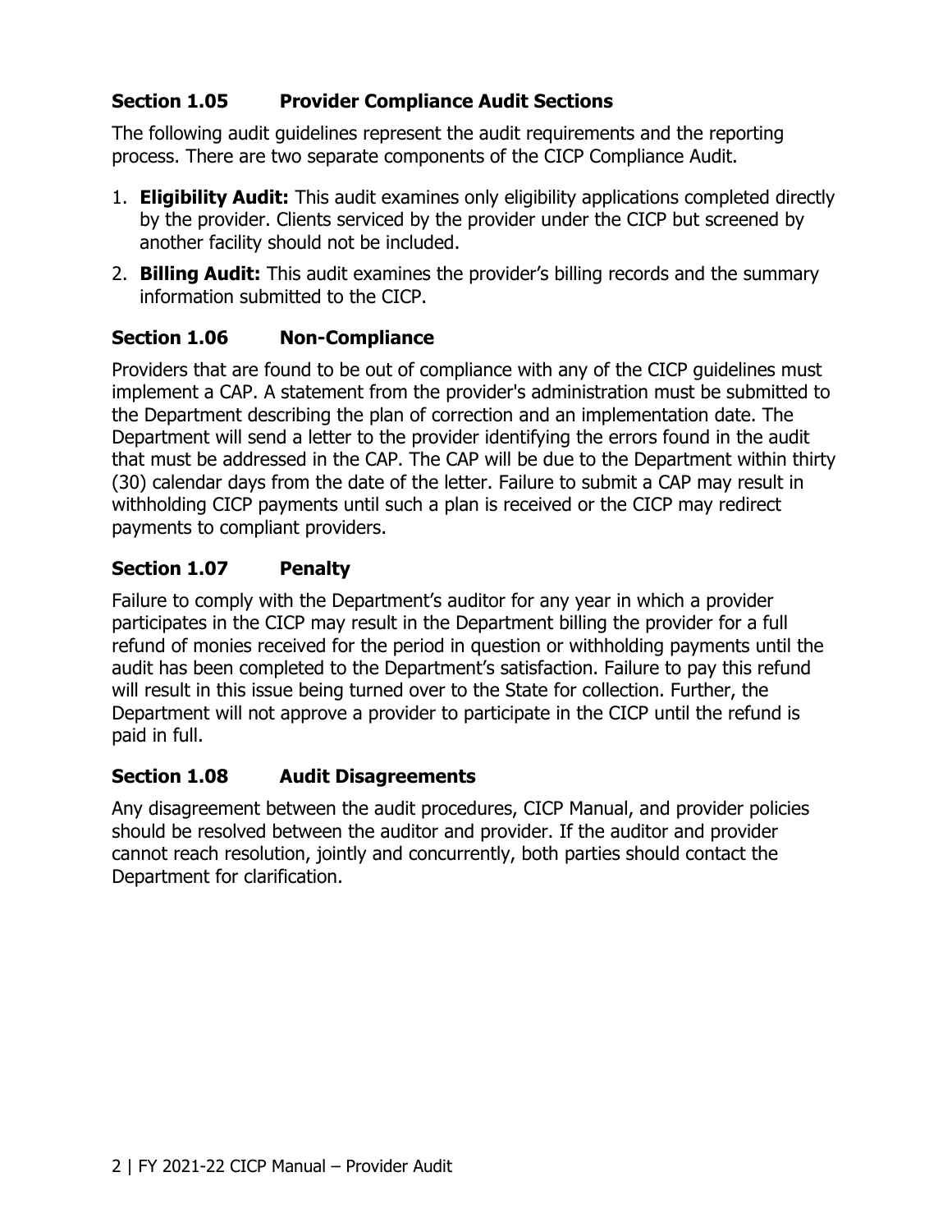### Section 1.05 Provider Compliance Audit Sections

The following audit guidelines represent the audit requirements and the reporting process. There are two separate components of the CICP Compliance Audit.

1. **Eligibility Audit:** This audit examines only eligibility applications completed directly by the provider. Clients serviced by the provider under the CICP but screened by another facility should not be included.
2. **Billing Audit:** This audit examines the provider's billing records and the summary information submitted to the CICP.

### Section 1.06 Non-Compliance

Providers that are found to be out of compliance with any of the CICP guidelines must implement a CAP. A statement from the provider's administration must be submitted to the Department describing the plan of correction and an implementation date. The Department will send a letter to the provider identifying the errors found in the audit that must be addressed in the CAP. The CAP will be due to the Department within thirty (30) calendar days from the date of the letter. Failure to submit a CAP may result in withholding CICP payments until such a plan is received or the CICP may redirect payments to compliant providers.

### Section 1.07 Penalty

Failure to comply with the Department's auditor for any year in which a provider participates in the CICP may result in the Department billing the provider for a full refund of monies received for the period in question or withholding payments until the audit has been completed to the Department's satisfaction. Failure to pay this refund will result in this issue being turned over to the State for collection. Further, the Department will not approve a provider to participate in the CICP until the refund is paid in full.

### Section 1.08 Audit Disagreements

Any disagreement between the audit procedures, CICP Manual, and provider policies should be resolved between the auditor and provider. If the auditor and provider cannot reach resolution, jointly and concurrently, both parties should contact the Department for clarification.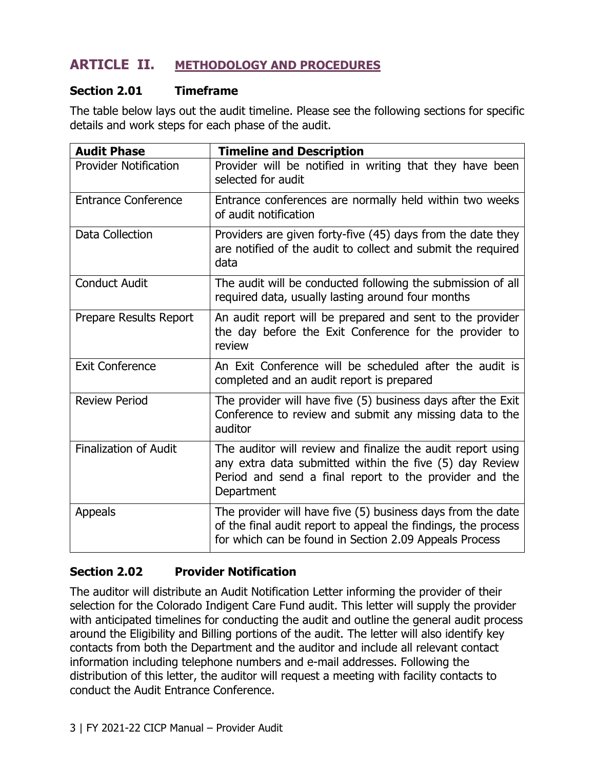# ARTICLE II. METHODOLOGY AND PROCEDURES

## Section 2.01 Timeframe

The table below lays out the audit timeline. Please see the following sections for specific details and work steps for each phase of the audit.

| Audit Phase | Timeline and Description |
|---|---|
| Provider Notification | Provider will be notified in writing that they have been selected for audit |
| Entrance Conference | Entrance conferences are normally held within two weeks of audit notification |
| Data Collection | Providers are given forty-five (45) days from the date they are notified of the audit to collect and submit the required data |
| Conduct Audit | The audit will be conducted following the submission of all required data, usually lasting around four months |
| Prepare Results Report | An audit report will be prepared and sent to the provider the day before the Exit Conference for the provider to review |
| Exit Conference | An Exit Conference will be scheduled after the audit is completed and an audit report is prepared |
| Review Period | The provider will have five (5) business days after the Exit Conference to review and submit any missing data to the auditor |
| Finalization of Audit | The auditor will review and finalize the audit report using any extra data submitted within the five (5) day Review Period and send a final report to the provider and the Department |
| Appeals | The provider will have five (5) business days from the date of the final audit report to appeal the findings, the process for which can be found in Section 2.09 Appeals Process |

## Section 2.02 Provider Notification

The auditor will distribute an Audit Notification Letter informing the provider of their selection for the Colorado Indigent Care Fund audit. This letter will supply the provider with anticipated timelines for conducting the audit and outline the general audit process around the Eligibility and Billing portions of the audit. The letter will also identify key contacts from both the Department and the auditor and include all relevant contact information including telephone numbers and e-mail addresses. Following the distribution of this letter, the auditor will request a meeting with facility contacts to conduct the Audit Entrance Conference.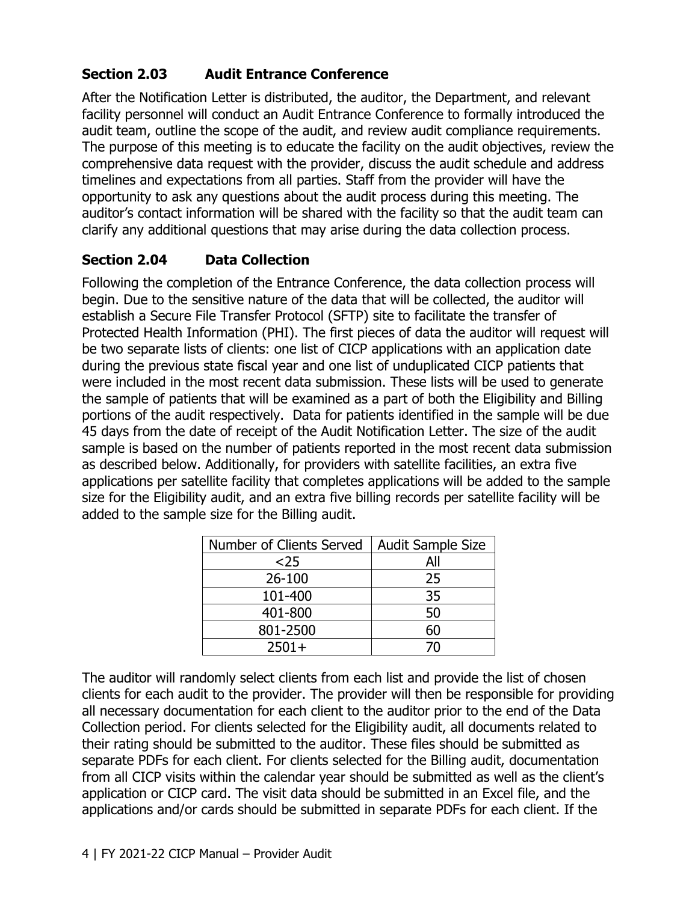### Section 2.03 Audit Entrance Conference

After the Notification Letter is distributed, the auditor, the Department, and relevant facility personnel will conduct an Audit Entrance Conference to formally introduced the audit team, outline the scope of the audit, and review audit compliance requirements. The purpose of this meeting is to educate the facility on the audit objectives, review the comprehensive data request with the provider, discuss the audit schedule and address timelines and expectations from all parties. Staff from the provider will have the opportunity to ask any questions about the audit process during this meeting. The auditor's contact information will be shared with the facility so that the audit team can clarify any additional questions that may arise during the data collection process.

### Section 2.04 Data Collection

Following the completion of the Entrance Conference, the data collection process will begin. Due to the sensitive nature of the data that will be collected, the auditor will establish a Secure File Transfer Protocol (SFTP) site to facilitate the transfer of Protected Health Information (PHI). The first pieces of data the auditor will request will be two separate lists of clients: one list of CICP applications with an application date during the previous state fiscal year and one list of unduplicated CICP patients that were included in the most recent data submission. These lists will be used to generate the sample of patients that will be examined as a part of both the Eligibility and Billing portions of the audit respectively. Data for patients identified in the sample will be due 45 days from the date of receipt of the Audit Notification Letter. The size of the audit sample is based on the number of patients reported in the most recent data submission as described below. Additionally, for providers with satellite facilities, an extra five applications per satellite facility that completes applications will be added to the sample size for the Eligibility audit, and an extra five billing records per satellite facility will be added to the sample size for the Billing audit.

| Number of Clients Served | Audit Sample Size |
|---|---|
| <25 | All |
| 26-100 | 25 |
| 101-400 | 35 |
| 401-800 | 50 |
| 801-2500 | 60 |
| 2501+ | 70 |

The auditor will randomly select clients from each list and provide the list of chosen clients for each audit to the provider. The provider will then be responsible for providing all necessary documentation for each client to the auditor prior to the end of the Data Collection period. For clients selected for the Eligibility audit, all documents related to their rating should be submitted to the auditor. These files should be submitted as separate PDFs for each client. For clients selected for the Billing audit, documentation from all CICP visits within the calendar year should be submitted as well as the client's application or CICP card. The visit data should be submitted in an Excel file, and the applications and/or cards should be submitted in separate PDFs for each client. If the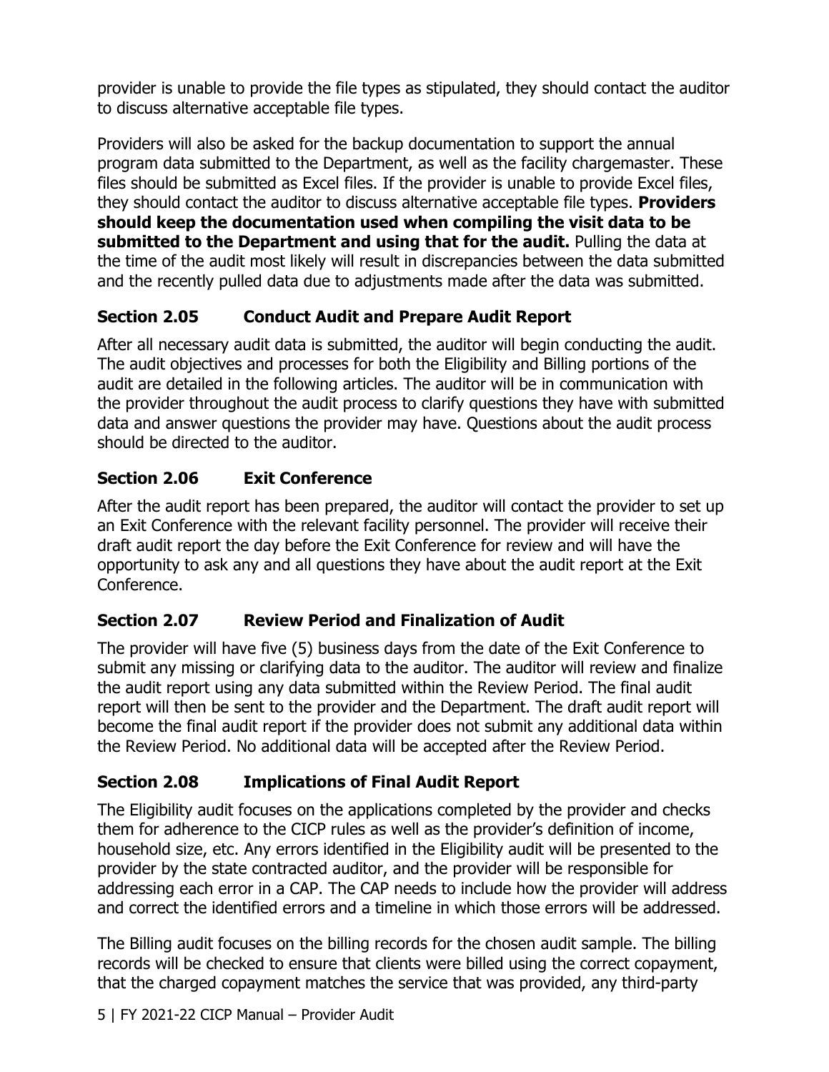provider is unable to provide the file types as stipulated, they should contact the auditor to discuss alternative acceptable file types.

Providers will also be asked for the backup documentation to support the annual program data submitted to the Department, as well as the facility chargemaster. These files should be submitted as Excel files. If the provider is unable to provide Excel files, they should contact the auditor to discuss alternative acceptable file types. **Providers should keep the documentation used when compiling the visit data to be submitted to the Department and using that for the audit.** Pulling the data at the time of the audit most likely will result in discrepancies between the data submitted and the recently pulled data due to adjustments made after the data was submitted.

### Section 2.05 Conduct Audit and Prepare Audit Report

After all necessary audit data is submitted, the auditor will begin conducting the audit. The audit objectives and processes for both the Eligibility and Billing portions of the audit are detailed in the following articles. The auditor will be in communication with the provider throughout the audit process to clarify questions they have with submitted data and answer questions the provider may have. Questions about the audit process should be directed to the auditor.

### Section 2.06 Exit Conference

After the audit report has been prepared, the auditor will contact the provider to set up an Exit Conference with the relevant facility personnel. The provider will receive their draft audit report the day before the Exit Conference for review and will have the opportunity to ask any and all questions they have about the audit report at the Exit Conference.

### Section 2.07 Review Period and Finalization of Audit

The provider will have five (5) business days from the date of the Exit Conference to submit any missing or clarifying data to the auditor. The auditor will review and finalize the audit report using any data submitted within the Review Period. The final audit report will then be sent to the provider and the Department. The draft audit report will become the final audit report if the provider does not submit any additional data within the Review Period. No additional data will be accepted after the Review Period.

### Section 2.08 Implications of Final Audit Report

The Eligibility audit focuses on the applications completed by the provider and checks them for adherence to the CICP rules as well as the provider's definition of income, household size, etc. Any errors identified in the Eligibility audit will be presented to the provider by the state contracted auditor, and the provider will be responsible for addressing each error in a CAP. The CAP needs to include how the provider will address and correct the identified errors and a timeline in which those errors will be addressed.

The Billing audit focuses on the billing records for the chosen audit sample. The billing records will be checked to ensure that clients were billed using the correct copayment, that the charged copayment matches the service that was provided, any third-party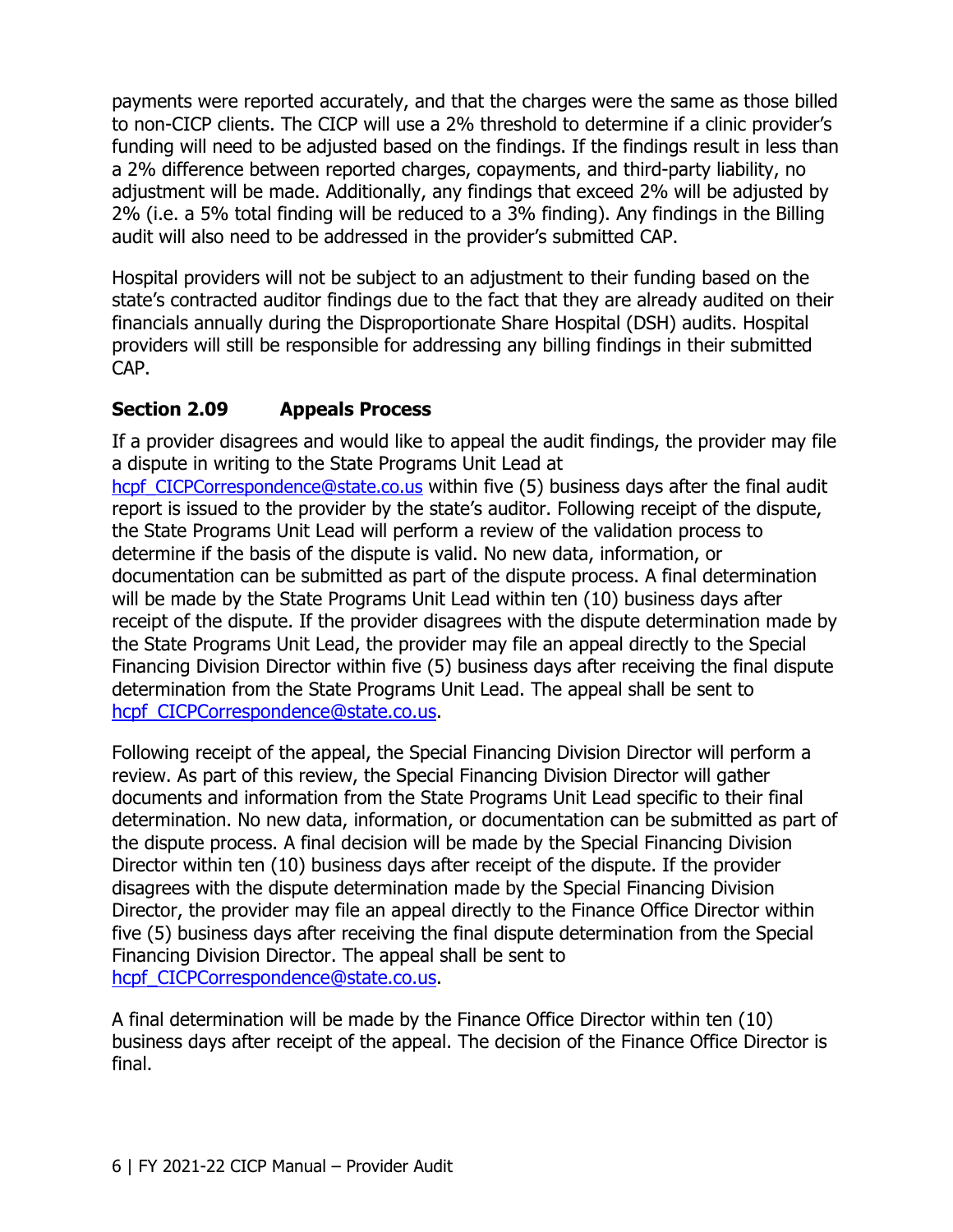payments were reported accurately, and that the charges were the same as those billed to non-CICP clients. The CICP will use a 2% threshold to determine if a clinic provider's funding will need to be adjusted based on the findings. If the findings result in less than a 2% difference between reported charges, copayments, and third-party liability, no adjustment will be made. Additionally, any findings that exceed 2% will be adjusted by 2% (i.e. a 5% total finding will be reduced to a 3% finding). Any findings in the Billing audit will also need to be addressed in the provider's submitted CAP.

Hospital providers will not be subject to an adjustment to their funding based on the state's contracted auditor findings due to the fact that they are already audited on their financials annually during the Disproportionate Share Hospital (DSH) audits. Hospital providers will still be responsible for addressing any billing findings in their submitted CAP.

### Section 2.09 Appeals Process

If a provider disagrees and would like to appeal the audit findings, the provider may file a dispute in writing to the State Programs Unit Lead at hcpf_CICPCorrespondence@state.co.us within five (5) business days after the final audit report is issued to the provider by the state's auditor. Following receipt of the dispute, the State Programs Unit Lead will perform a review of the validation process to determine if the basis of the dispute is valid. No new data, information, or documentation can be submitted as part of the dispute process. A final determination will be made by the State Programs Unit Lead within ten (10) business days after receipt of the dispute. If the provider disagrees with the dispute determination made by the State Programs Unit Lead, the provider may file an appeal directly to the Special Financing Division Director within five (5) business days after receiving the final dispute determination from the State Programs Unit Lead. The appeal shall be sent to hcpf_CICPCorrespondence@state.co.us.

Following receipt of the appeal, the Special Financing Division Director will perform a review. As part of this review, the Special Financing Division Director will gather documents and information from the State Programs Unit Lead specific to their final determination. No new data, information, or documentation can be submitted as part of the dispute process. A final decision will be made by the Special Financing Division Director within ten (10) business days after receipt of the dispute. If the provider disagrees with the dispute determination made by the Special Financing Division Director, the provider may file an appeal directly to the Finance Office Director within five (5) business days after receiving the final dispute determination from the Special Financing Division Director. The appeal shall be sent to hcpf_CICPCorrespondence@state.co.us.

A final determination will be made by the Finance Office Director within ten (10) business days after receipt of the appeal. The decision of the Finance Office Director is final.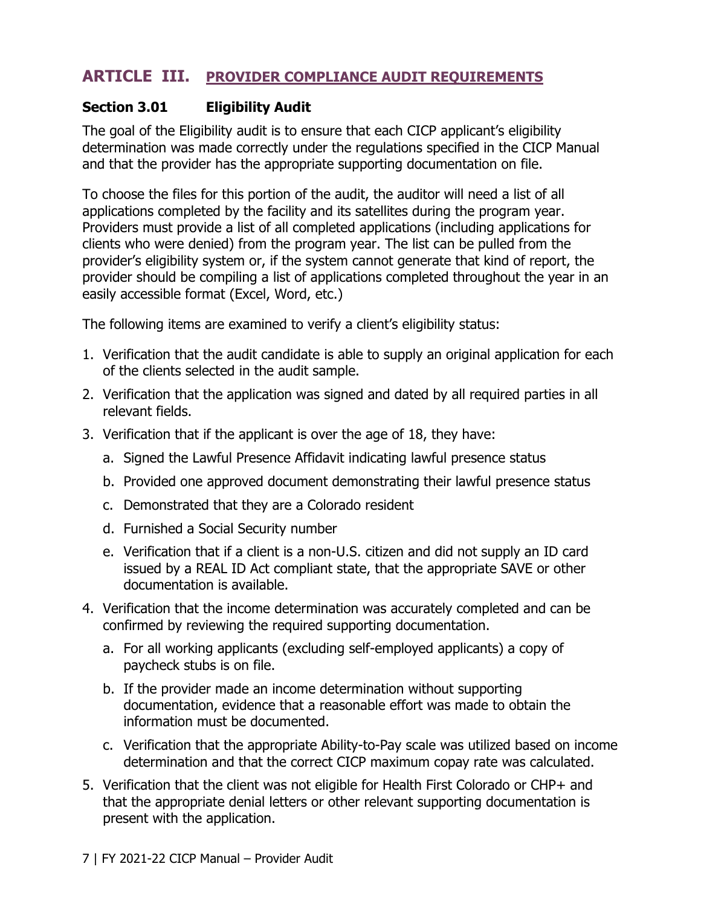## ARTICLE III. PROVIDER COMPLIANCE AUDIT REQUIREMENTS

### Section 3.01 Eligibility Audit

The goal of the Eligibility audit is to ensure that each CICP applicant's eligibility determination was made correctly under the regulations specified in the CICP Manual and that the provider has the appropriate supporting documentation on file.

To choose the files for this portion of the audit, the auditor will need a list of all applications completed by the facility and its satellites during the program year. Providers must provide a list of all completed applications (including applications for clients who were denied) from the program year. The list can be pulled from the provider's eligibility system or, if the system cannot generate that kind of report, the provider should be compiling a list of applications completed throughout the year in an easily accessible format (Excel, Word, etc.)

The following items are examined to verify a client's eligibility status:

1. Verification that the audit candidate is able to supply an original application for each of the clients selected in the audit sample.
2. Verification that the application was signed and dated by all required parties in all relevant fields.
3. Verification that if the applicant is over the age of 18, they have:
   a. Signed the Lawful Presence Affidavit indicating lawful presence status
   b. Provided one approved document demonstrating their lawful presence status
   c. Demonstrated that they are a Colorado resident
   d. Furnished a Social Security number
   e. Verification that if a client is a non-U.S. citizen and did not supply an ID card issued by a REAL ID Act compliant state, that the appropriate SAVE or other documentation is available.
4. Verification that the income determination was accurately completed and can be confirmed by reviewing the required supporting documentation.
   a. For all working applicants (excluding self-employed applicants) a copy of paycheck stubs is on file.
   b. If the provider made an income determination without supporting documentation, evidence that a reasonable effort was made to obtain the information must be documented.
   c. Verification that the appropriate Ability-to-Pay scale was utilized based on income determination and that the correct CICP maximum copay rate was calculated.
5. Verification that the client was not eligible for Health First Colorado or CHP+ and that the appropriate denial letters or other relevant supporting documentation is present with the application.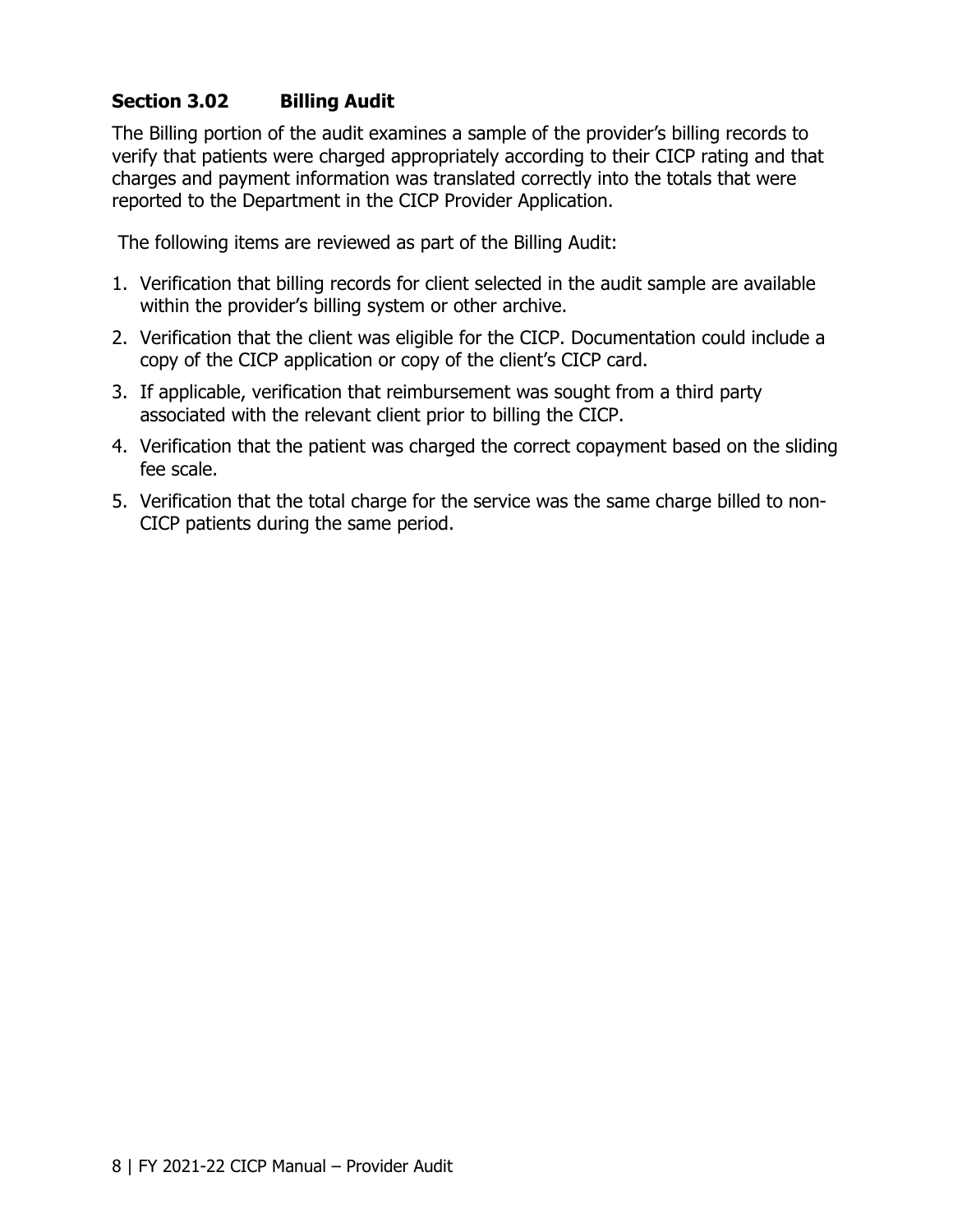## Section 3.02 Billing Audit

The Billing portion of the audit examines a sample of the provider's billing records to verify that patients were charged appropriately according to their CICP rating and that charges and payment information was translated correctly into the totals that were reported to the Department in the CICP Provider Application.

The following items are reviewed as part of the Billing Audit:

1. Verification that billing records for client selected in the audit sample are available within the provider's billing system or other archive.
2. Verification that the client was eligible for the CICP. Documentation could include a copy of the CICP application or copy of the client's CICP card.
3. If applicable, verification that reimbursement was sought from a third party associated with the relevant client prior to billing the CICP.
4. Verification that the patient was charged the correct copayment based on the sliding fee scale.
5. Verification that the total charge for the service was the same charge billed to non-CICP patients during the same period.